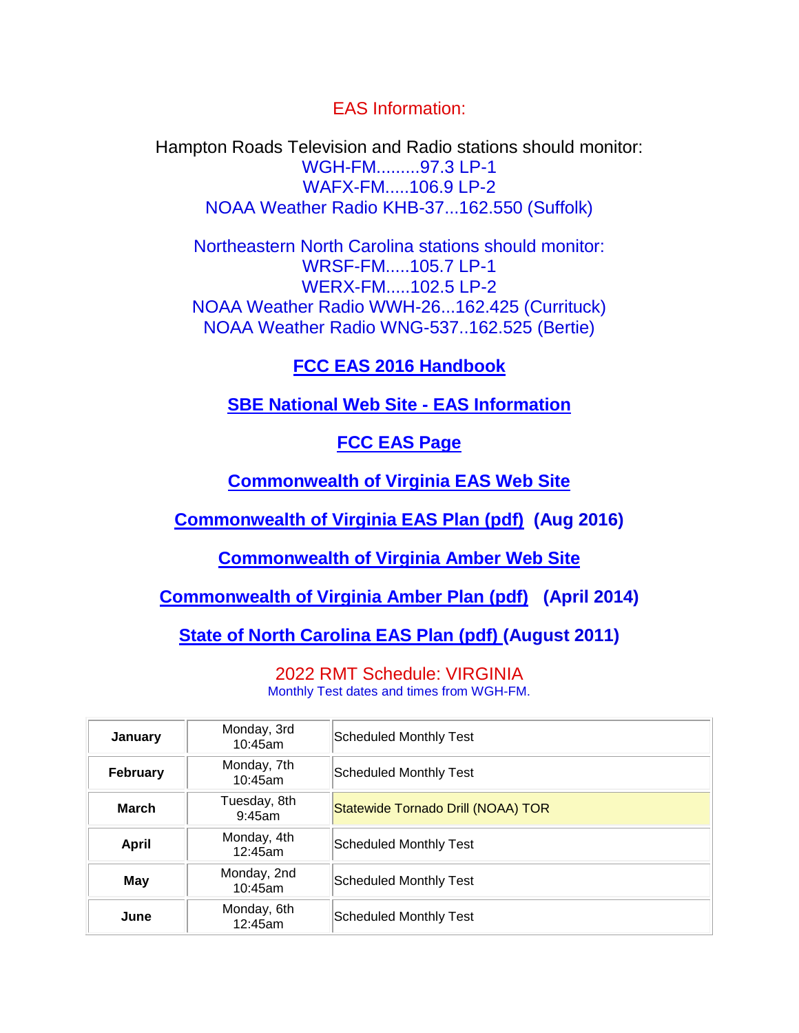## EAS Information:

Hampton Roads Television and Radio stations should monitor:
WGH-FM.........97.3 LP-1
WAFX-FM.....106.9 LP-2
NOAA Weather Radio KHB-37...162.550 (Suffolk)

Northeastern North Carolina stations should monitor:
WRSF-FM.....105.7 LP-1
WERX-FM.....102.5 LP-2
NOAA Weather Radio WWH-26...162.425 (Currituck)
NOAA Weather Radio WNG-537..162.525 (Bertie)

**FCC EAS 2016 Handbook**

**SBE National Web Site - EAS Information**

**FCC EAS Page**

**Commonwealth of Virginia EAS Web Site**

**Commonwealth of Virginia EAS Plan (pdf) (Aug 2016)**

**Commonwealth of Virginia Amber Web Site**

**Commonwealth of Virginia Amber Plan (pdf) (April 2014)**

**State of North Carolina EAS Plan (pdf) (August 2011)**

## 2022 RMT Schedule: VIRGINIA

Monthly Test dates and times from WGH-FM.

| | | |
|---|---|---|
| **January** | Monday, 3rd 10:45am | Scheduled Monthly Test |
| **February** | Monday, 7th 10:45am | Scheduled Monthly Test |
| **March** | Tuesday, 8th 9:45am | Statewide Tornado Drill (NOAA) TOR |
| **April** | Monday, 4th 12:45am | Scheduled Monthly Test |
| **May** | Monday, 2nd 10:45am | Scheduled Monthly Test |
| **June** | Monday, 6th 12:45am | Scheduled Monthly Test |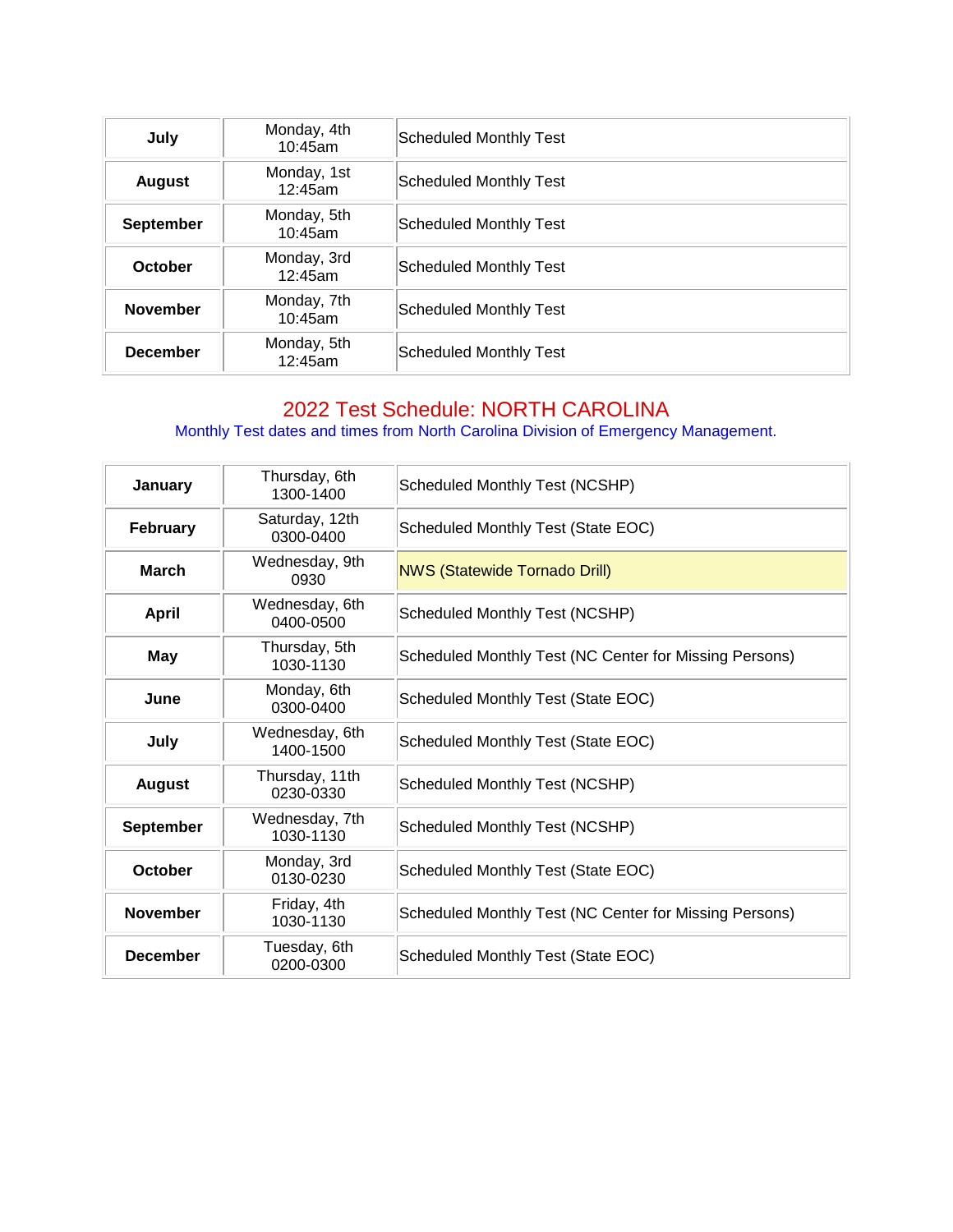| | | |
|---|---|---|
| **July** | Monday, 4th 10:45am | Scheduled Monthly Test |
| **August** | Monday, 1st 12:45am | Scheduled Monthly Test |
| **September** | Monday, 5th 10:45am | Scheduled Monthly Test |
| **October** | Monday, 3rd 12:45am | Scheduled Monthly Test |
| **November** | Monday, 7th 10:45am | Scheduled Monthly Test |
| **December** | Monday, 5th 12:45am | Scheduled Monthly Test |

## 2022 Test Schedule: NORTH CAROLINA

Monthly Test dates and times from North Carolina Division of Emergency Management.

| | | |
|---|---|---|
| **January** | Thursday, 6th 1300-1400 | Scheduled Monthly Test (NCSHP) |
| **February** | Saturday, 12th 0300-0400 | Scheduled Monthly Test (State EOC) |
| **March** | Wednesday, 9th 0930 | NWS (Statewide Tornado Drill) |
| **April** | Wednesday, 6th 0400-0500 | Scheduled Monthly Test (NCSHP) |
| **May** | Thursday, 5th 1030-1130 | Scheduled Monthly Test (NC Center for Missing Persons) |
| **June** | Monday, 6th 0300-0400 | Scheduled Monthly Test (State EOC) |
| **July** | Wednesday, 6th 1400-1500 | Scheduled Monthly Test (State EOC) |
| **August** | Thursday, 11th 0230-0330 | Scheduled Monthly Test (NCSHP) |
| **September** | Wednesday, 7th 1030-1130 | Scheduled Monthly Test (NCSHP) |
| **October** | Monday, 3rd 0130-0230 | Scheduled Monthly Test (State EOC) |
| **November** | Friday, 4th 1030-1130 | Scheduled Monthly Test (NC Center for Missing Persons) |
| **December** | Tuesday, 6th 0200-0300 | Scheduled Monthly Test (State EOC) |